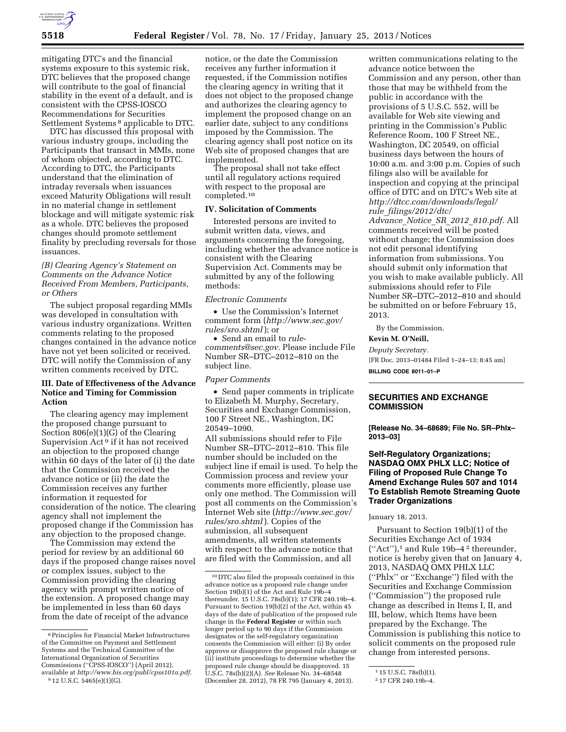mitigating DTC's and the financial systems exposure to this systemic risk, DTC believes that the proposed change will contribute to the goal of financial stability in the event of a default, and is consistent with the CPSS-IOSCO Recommendations for Securities Settlement Systems [8] applicable to DTC.

DTC has discussed this proposal with various industry groups, including the Participants that transact in MMIs, none of whom objected, according to DTC. According to DTC, the Participants understand that the elimination of intraday reversals when issuances exceed Maturity Obligations will result in no material change in settlement blockage and will mitigate systemic risk as a whole. DTC believes the proposed changes should promote settlement finality by precluding reversals for those issuances.

*(B) Clearing Agency's Statement on Comments on the Advance Notice Received From Members, Participants, or Others*

The subject proposal regarding MMIs was developed in consultation with various industry organizations. Written comments relating to the proposed changes contained in the advance notice have not yet been solicited or received. DTC will notify the Commission of any written comments received by DTC.

### III. Date of Effectiveness of the Advance Notice and Timing for Commission Action

The clearing agency may implement the proposed change pursuant to Section 806(e)(1)(G) of the Clearing Supervision Act [9] if it has not received an objection to the proposed change within 60 days of the later of (i) the date that the Commission received the advance notice or (ii) the date the Commission receives any further information it requested for consideration of the notice. The clearing agency shall not implement the proposed change if the Commission has any objection to the proposed change.

The Commission may extend the period for review by an additional 60 days if the proposed change raises novel or complex issues, subject to the Commission providing the clearing agency with prompt written notice of the extension. A proposed change may be implemented in less than 60 days from the date of receipt of the advance notice, or the date the Commission receives any further information it requested, if the Commission notifies the clearing agency in writing that it does not object to the proposed change and authorizes the clearing agency to implement the proposed change on an earlier date, subject to any conditions imposed by the Commission. The clearing agency shall post notice on its Web site of proposed changes that are implemented.

The proposal shall not take effect until all regulatory actions required with respect to the proposal are completed.[10]

### IV. Solicitation of Comments

Interested persons are invited to submit written data, views, and arguments concerning the foregoing, including whether the advance notice is consistent with the Clearing Supervision Act. Comments may be submitted by any of the following methods:

*Electronic Comments*

- Use the Commission's Internet comment form (*http://www.sec.gov/rules/sro.shtml*); or
- Send an email to *rule-comments@sec.gov*. Please include File Number SR–DTC–2012–810 on the subject line.

*Paper Comments*

- Send paper comments in triplicate to Elizabeth M. Murphy, Secretary, Securities and Exchange Commission, 100 F Street NE., Washington, DC 20549–1090.

All submissions should refer to File Number SR–DTC–2012–810. This file number should be included on the subject line if email is used. To help the Commission process and review your comments more efficiently, please use only one method. The Commission will post all comments on the Commission's Internet Web site (*http://www.sec.gov/rules/sro.shtml*). Copies of the submission, all subsequent amendments, all written statements with respect to the advance notice that are filed with the Commission, and all written communications relating to the advance notice between the Commission and any person, other than those that may be withheld from the public in accordance with the provisions of 5 U.S.C. 552, will be available for Web site viewing and printing in the Commission's Public Reference Room, 100 F Street NE., Washington, DC 20549, on official business days between the hours of 10:00 a.m. and 3:00 p.m. Copies of such filings also will be available for inspection and copying at the principal office of DTC and on DTC's Web site at *http://dtcc.com/downloads/legal/rule_filings/2012/dtc/Advance_Notice_SR_2012_810.pdf.* All comments received will be posted without change; the Commission does not edit personal identifying information from submissions. You should submit only information that you wish to make available publicly. All submissions should refer to File Number SR–DTC–2012–810 and should be submitted on or before February 15, 2013.

By the Commission.

**Kevin M. O'Neill,**

*Deputy Secretary.*

[FR Doc. 2013–01484 Filed 1–24–13; 8:45 am]

**BILLING CODE 8011–01–P**

---

[8] Principles for Financial Market Infrastructures of the Committee on Payment and Settlement Systems and the Technical Committee of the International Organization of Securities Commissions ("CPSS-IOSCO") (April 2012), available at *http://www.bis.org/publ/cpss101a.pdf.*

[9] 12 U.S.C. 5465(e)(1)(G).

[10] DTC also filed the proposals contained in this advance notice as a proposed rule change under Section 19(b)(1) of the Act and Rule 19b–4 thereunder. 15 U.S.C. 78s(b)(1); 17 CFR 240.19b–4. Pursuant to Section 19(b)(2) of the Act, within 45 days of the date of publication of the proposed rule change in the **Federal Register** or within such longer period up to 90 days if the Commission designates or the self-regulatory organization consents the Commission will either: (i) By order approve or disapprove the proposed rule change or (ii) institute proceedings to determine whether the proposed rule change should be disapproved. 15 U.S.C. 78s(b)(2)(A). *See* Release No. 34–68548 (December 28, 2012), 78 FR 795 (January 4, 2013).

---

## SECURITIES AND EXCHANGE COMMISSION

**[Release No. 34–68689; File No. SR–Phlx–2013–03]**

### Self-Regulatory Organizations; NASDAQ OMX PHLX LLC; Notice of Filing of Proposed Rule Change To Amend Exchange Rules 507 and 1014 To Establish Remote Streaming Quote Trader Organizations

January 18, 2013.

Pursuant to Section 19(b)(1) of the Securities Exchange Act of 1934 ("Act"),[1] and Rule 19b–4 [2] thereunder, notice is hereby given that on January 4, 2013, NASDAQ OMX PHLX LLC ("Phlx" or "Exchange") filed with the Securities and Exchange Commission ("Commission") the proposed rule change as described in Items I, II, and III, below, which Items have been prepared by the Exchange. The Commission is publishing this notice to solicit comments on the proposed rule change from interested persons.

---

[1] 15 U.S.C. 78s(b)(1).

[2] 17 CFR 240.19b–4.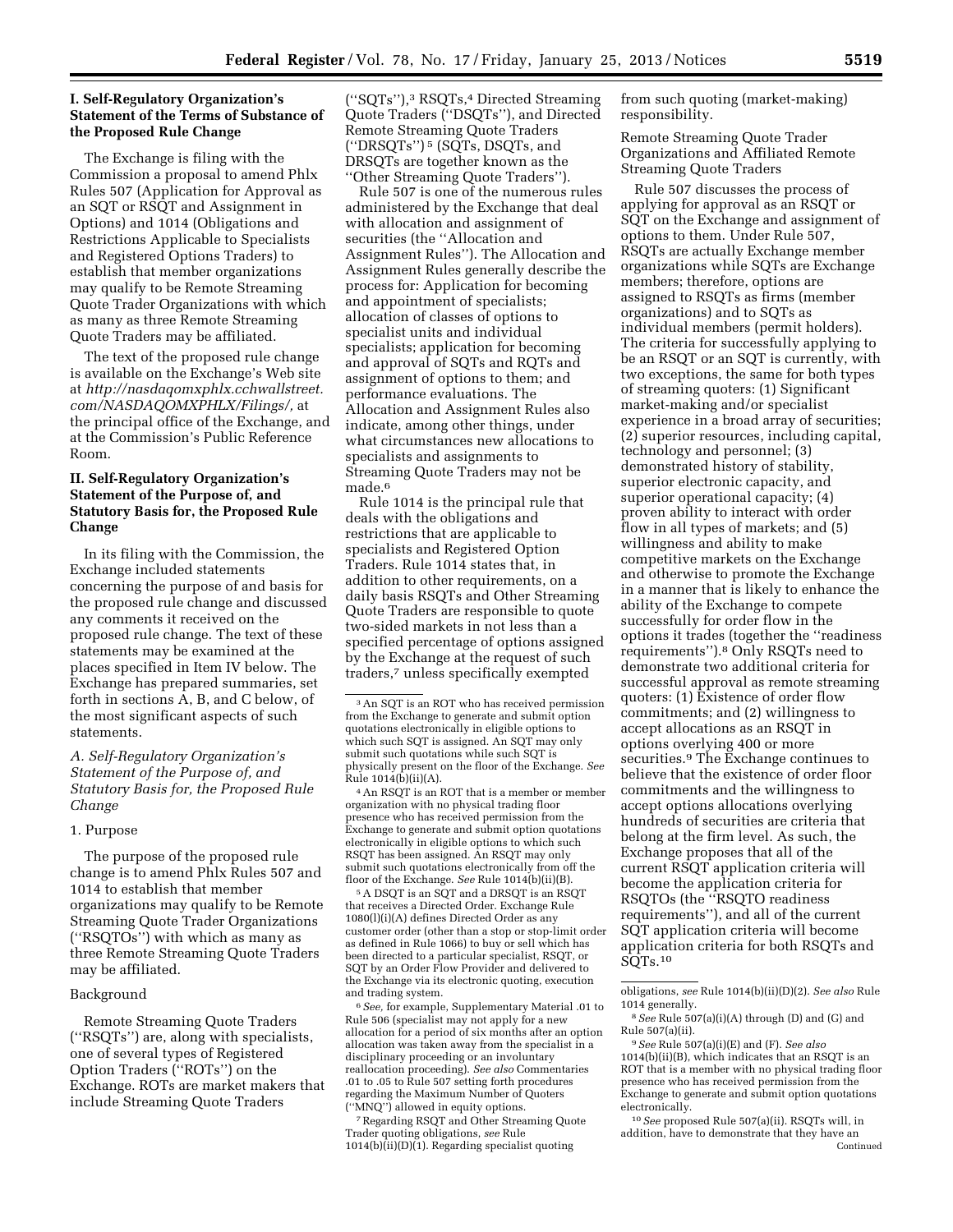## I. Self-Regulatory Organization's Statement of the Terms of Substance of the Proposed Rule Change

The Exchange is filing with the Commission a proposal to amend Phlx Rules 507 (Application for Approval as an SQT or RSQT and Assignment in Options) and 1014 (Obligations and Restrictions Applicable to Specialists and Registered Options Traders) to establish that member organizations may qualify to be Remote Streaming Quote Trader Organizations with which as many as three Remote Streaming Quote Traders may be affiliated.

The text of the proposed rule change is available on the Exchange's Web site at *http://nasdaqomxphlx.cchwallstreet.com/NASDAQOMXPHLX/Filings/*, at the principal office of the Exchange, and at the Commission's Public Reference Room.

## II. Self-Regulatory Organization's Statement of the Purpose of, and Statutory Basis for, the Proposed Rule Change

In its filing with the Commission, the Exchange included statements concerning the purpose of and basis for the proposed rule change and discussed any comments it received on the proposed rule change. The text of these statements may be examined at the places specified in Item IV below. The Exchange has prepared summaries, set forth in sections A, B, and C below, of the most significant aspects of such statements.

### *A. Self-Regulatory Organization's Statement of the Purpose of, and Statutory Basis for, the Proposed Rule Change*

#### 1. Purpose

The purpose of the proposed rule change is to amend Phlx Rules 507 and 1014 to establish that member organizations may qualify to be Remote Streaming Quote Trader Organizations ("RSQTOs") with which as many as three Remote Streaming Quote Traders may be affiliated.

#### Background

Remote Streaming Quote Traders ("RSQTs") are, along with specialists, one of several types of Registered Option Traders ("ROTs") on the Exchange. ROTs are market makers that include Streaming Quote Traders ("SQTs"),[3] RSQTs,[4] Directed Streaming Quote Traders ("DSQTs"), and Directed Remote Streaming Quote Traders ("DRSQTs")[5] (SQTs, DSQTs, and DRSQTs are together known as the "Other Streaming Quote Traders").

Rule 507 is one of the numerous rules administered by the Exchange that deal with allocation and assignment of securities (the "Allocation and Assignment Rules"). The Allocation and Assignment Rules generally describe the process for: Application for becoming and appointment of specialists; allocation of classes of options to specialist units and individual specialists; application for becoming and approval of SQTs and RQTs and assignment of options to them; and performance evaluations. The Allocation and Assignment Rules also indicate, among other things, under what circumstances new allocations to specialists and assignments to Streaming Quote Traders may not be made.[6]

Rule 1014 is the principal rule that deals with the obligations and restrictions that are applicable to specialists and Registered Option Traders. Rule 1014 states that, in addition to other requirements, on a daily basis RSQTs and Other Streaming Quote Traders are responsible to quote two-sided markets in not less than a specified percentage of options assigned by the Exchange at the request of such traders,[7] unless specifically exempted from such quoting (market-making) responsibility.

#### Remote Streaming Quote Trader Organizations and Affiliated Remote Streaming Quote Traders

Rule 507 discusses the process of applying for approval as an RSQT or SQT on the Exchange and assignment of options to them. Under Rule 507, RSQTs are actually Exchange member organizations while SQTs are Exchange members; therefore, options are assigned to RSQTs as firms (member organizations) and to SQTs as individual members (permit holders). The criteria for successfully applying to be an RSQT or an SQT is currently, with two exceptions, the same for both types of streaming quoters: (1) Significant market-making and/or specialist experience in a broad array of securities; (2) superior resources, including capital, technology and personnel; (3) demonstrated history of stability, superior electronic capacity, and superior operational capacity; (4) proven ability to interact with order flow in all types of markets; and (5) willingness and ability to make competitive markets on the Exchange and otherwise to promote the Exchange in a manner that is likely to enhance the ability of the Exchange to compete successfully for order flow in the options it trades (together the "readiness requirements").[8] Only RSQTs need to demonstrate two additional criteria for successful approval as remote streaming quoters: (1) Existence of order flow commitments; and (2) willingness to accept allocations as an RSQT in options overlying 400 or more securities.[9] The Exchange continues to believe that the existence of order floor commitments and the willingness to accept options allocations overlying hundreds of securities are criteria that belong at the firm level. As such, the Exchange proposes that all of the current RSQT application criteria will become the application criteria for RSQTOs (the "RSQTO readiness requirements"), and all of the current SQT application criteria will become application criteria for both RSQTs and SQTs.[10]

---

[3] An SQT is an ROT who has received permission from the Exchange to generate and submit option quotations electronically in eligible options to which such SQT is assigned. An SQT may only submit such quotations while such SQT is physically present on the floor of the Exchange. *See* Rule 1014(b)(ii)(A).

[4] An RSQT is an ROT that is a member or member organization with no physical trading floor presence who has received permission from the Exchange to generate and submit option quotations electronically in eligible options to which such RSQT has been assigned. An RSQT may only submit such quotations electronically from off the floor of the Exchange. *See* Rule 1014(b)(ii)(B).

[5] A DSQT is an SQT and a DRSQT is an RSQT that receives a Directed Order. Exchange Rule 1080(l)(i)(A) defines Directed Order as any customer order (other than a stop or stop-limit order as defined in Rule 1066) to buy or sell which has been directed to a particular specialist, RSQT, or SQT by an Order Flow Provider and delivered to the Exchange via its electronic quoting, execution and trading system.

[6] *See,* for example, Supplementary Material .01 to Rule 506 (specialist may not apply for a new allocation for a period of six months after an option allocation was taken away from the specialist in a disciplinary proceeding or an involuntary reallocation proceeding). *See also* Commentaries .01 to .05 to Rule 507 setting forth procedures regarding the Maximum Number of Quoters ("MNQ") allowed in equity options.

[7] Regarding RSQT and Other Streaming Quote Trader quoting obligations, *see* Rule 1014(b)(ii)(D)(1). Regarding specialist quoting obligations, *see* Rule 1014(b)(ii)(D)(2). *See also* Rule 1014 generally.

[8] *See* Rule 507(a)(i)(A) through (D) and (G) and Rule 507(a)(ii).

[9] *See* Rule 507(a)(i)(E) and (F). *See also* 1014(b)(ii)(B), which indicates that an RSQT is an ROT that is a member with no physical trading floor presence who has received permission from the Exchange to generate and submit option quotations electronically.

[10] *See* proposed Rule 507(a)(ii). RSQTs will, in addition, have to demonstrate that they have an

Continued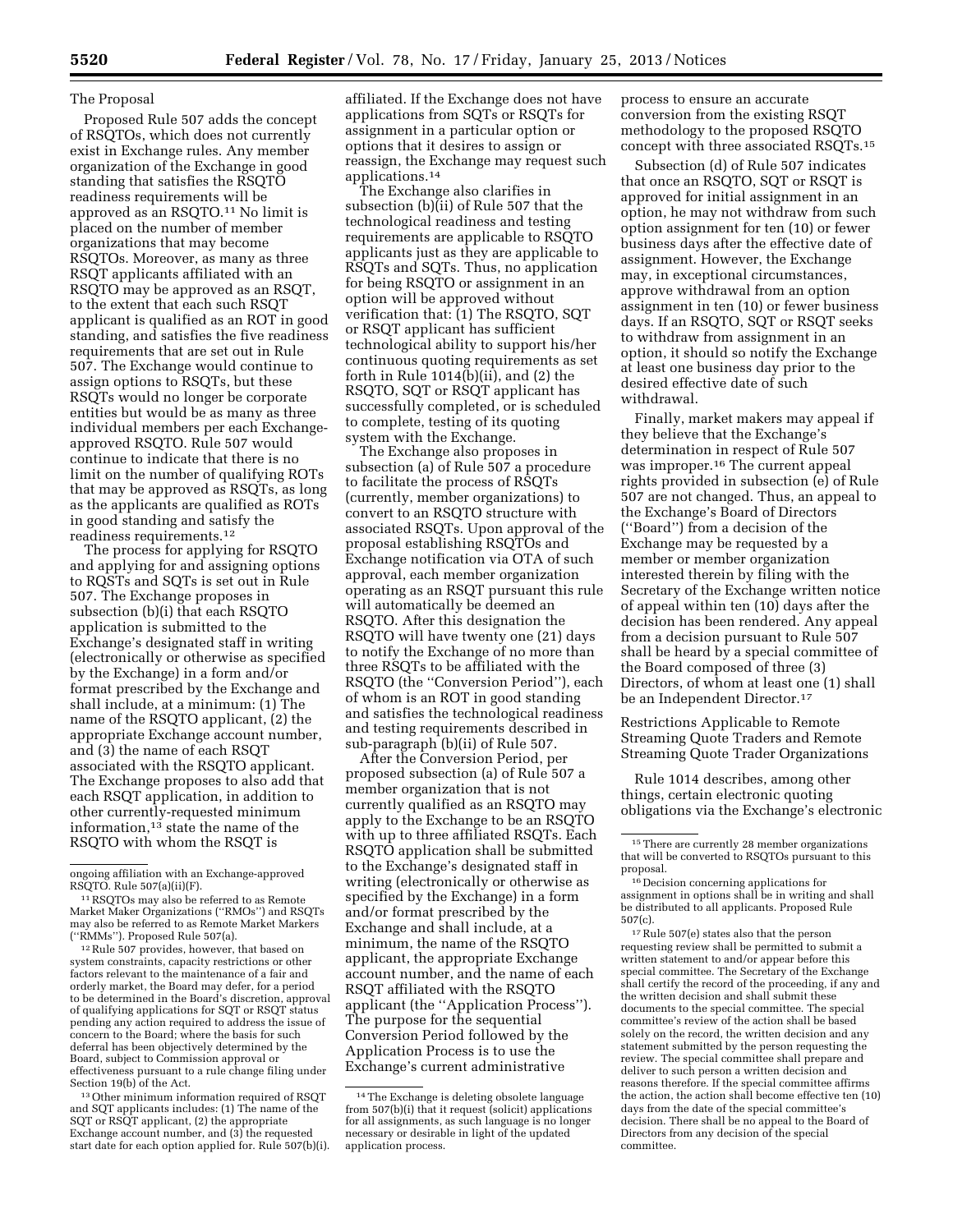ongoing affiliation with an Exchange-approved RSQTO. Rule 507(a)(ii)(F).

### The Proposal

Proposed Rule 507 adds the concept of RSQTOs, which does not currently exist in Exchange rules. Any member organization of the Exchange in good standing that satisfies the RSQTO readiness requirements will be approved as an RSQTO.[11] No limit is placed on the number of member organizations that may become RSQTOs. Moreover, as many as three RSQT applicants affiliated with an RSQTO may be approved as an RSQT, to the extent that each such RSQT applicant is qualified as an ROT in good standing, and satisfies the five readiness requirements that are set out in Rule 507. The Exchange would continue to assign options to RSQTs, but these RSQTs would no longer be corporate entities but would be as many as three individual members per each Exchange-approved RSQTO. Rule 507 would continue to indicate that there is no limit on the number of qualifying ROTs that may be approved as RSQTs, as long as the applicants are qualified as ROTs in good standing and satisfy the readiness requirements.[12]

The process for applying for RSQTO and applying for and assigning options to RQSTs and SQTs is set out in Rule 507. The Exchange proposes in subsection (b)(i) that each RSQTO application is submitted to the Exchange's designated staff in writing (electronically or otherwise as specified by the Exchange) in a form and/or format prescribed by the Exchange and shall include, at a minimum: (1) The name of the RSQTO applicant, (2) the appropriate Exchange account number, and (3) the name of each RSQT applicant associated with the RSQTO applicant. The Exchange proposes to also add that each RSQT application, in addition to other currently-requested minimum information,[13] state the name of the RSQTO with whom the RSQT is affiliated. If the Exchange does not have applications from SQTs or RSQTs for assignment in a particular option or options that it desires to assign or reassign, the Exchange may request such applications.[14]

The Exchange also clarifies in subsection (b)(ii) of Rule 507 that the technological readiness and testing requirements are applicable to RSQTO applicants just as they are applicable to RSQTs and SQTs. Thus, no application for being RSQTO or assignment in an option will be approved without verification that: (1) The RSQTO, SQT or RSQT applicant has sufficient technological ability to support his/her continuous quoting requirements as set forth in Rule 1014(b)(ii), and (2) the RSQTO, SQT or RSQT applicant has successfully completed, or is scheduled to complete, testing of its quoting system with the Exchange.

The Exchange also proposes in subsection (a) of Rule 507 a procedure to facilitate the process of RSQTs (currently, member organizations) to convert to an RSQTO structure with associated RSQTs. Upon approval of the proposal establishing RSQTOs and Exchange notification via OTA of such approval, each member organization operating as an RSQT pursuant this rule will automatically be deemed an RSQTO. After this designation the RSQTO will have twenty one (21) days to notify the Exchange of no more than three RSQTs to be affiliated with the RSQTO (the "Conversion Period"), each of whom is an ROT in good standing and satisfies the technological readiness and testing requirements described in sub-paragraph (b)(ii) of Rule 507.

After the Conversion Period, per proposed subsection (a) of Rule 507 a member organization that is not currently qualified as an RSQTO may apply to the Exchange to be an RSQTO with up to three affiliated RSQTs. Each RSQTO application shall be submitted to the Exchange's designated staff in writing (electronically or otherwise as specified by the Exchange) in a form and/or format prescribed by the Exchange and shall include, at a minimum, the name of the RSQTO applicant, the appropriate Exchange account number, and the name of each RSQT affiliated with the RSQTO applicant (the "Application Process"). The purpose for the sequential Conversion Period followed by the Application Process is to use the Exchange's current administrative process to ensure an accurate conversion from the existing RSQT methodology to the proposed RSQTO concept with three associated RSQTs.[15]

Subsection (d) of Rule 507 indicates that once an RSQTO, SQT or RSQT is approved for initial assignment in an option, he may not withdraw from such option assignment for ten (10) or fewer business days after the effective date of assignment. However, the Exchange may, in exceptional circumstances, approve withdrawal from an option assignment in ten (10) or fewer business days. If an RSQTO, SQT or RSQT seeks to withdraw from assignment in an option, it should so notify the Exchange at least one business day prior to the desired effective date of such withdrawal.

Finally, market makers may appeal if they believe that the Exchange's determination in respect of Rule 507 was improper.[16] The current appeal rights provided in subsection (e) of Rule 507 are not changed. Thus, an appeal to the Exchange's Board of Directors ("Board") from a decision of the Exchange may be requested by a member or member organization interested therein by filing with the Secretary of the Exchange written notice of appeal within ten (10) days after the decision has been rendered. Any appeal from a decision pursuant to Rule 507 shall be heard by a special committee of the Board composed of three (3) Directors, of whom at least one (1) shall be an Independent Director.[17]

### Restrictions Applicable to Remote Streaming Quote Traders and Remote Streaming Quote Trader Organizations

Rule 1014 describes, among other things, certain electronic quoting obligations via the Exchange's electronic

---

[11] RSQTOs may also be referred to as Remote Market Maker Organizations ("RMOs") and RSQTs may also be referred to as Remote Market Markers ("RMMs"). Proposed Rule 507(a).

[12] Rule 507 provides, however, that based on system constraints, capacity restrictions or other factors relevant to the maintenance of a fair and orderly market, the Board may defer, for a period to be determined in the Board's discretion, approval of qualifying applications for SQT or RSQT status pending any action required to address the issue of concern to the Board; where the basis for such deferral has been objectively determined by the Board, subject to Commission approval or effectiveness pursuant to a rule change filing under Section 19(b) of the Act.

[13] Other minimum information required of RSQT and SQT applicants includes: (1) The name of the SQT or RSQT applicant, (2) the appropriate Exchange account number, and (3) the requested start date for each option applied for. Rule 507(b)(i).

[14] The Exchange is deleting obsolete language from 507(b)(i) that it request (solicit) applications for all assignments, as such language is no longer necessary or desirable in light of the updated application process.

[15] There are currently 28 member organizations that will be converted to RSQTOs pursuant to this proposal.

[16] Decision concerning applications for assignment in options shall be in writing and shall be distributed to all applicants. Proposed Rule 507(c).

[17] Rule 507(e) states also that the person requesting review shall be permitted to submit a written statement to and/or appear before this special committee. The Secretary of the Exchange shall certify the record of the proceeding, if any and the written decision and shall submit these documents to the special committee. The special committee's review of the action shall be based solely on the record, the written decision and any statement submitted by the person requesting the review. The special committee shall prepare and deliver to such person a written decision and reasons therefore. If the special committee affirms the action, the action shall become effective ten (10) days from the date of the special committee's decision. There shall be no appeal to the Board of Directors from any decision of the special committee.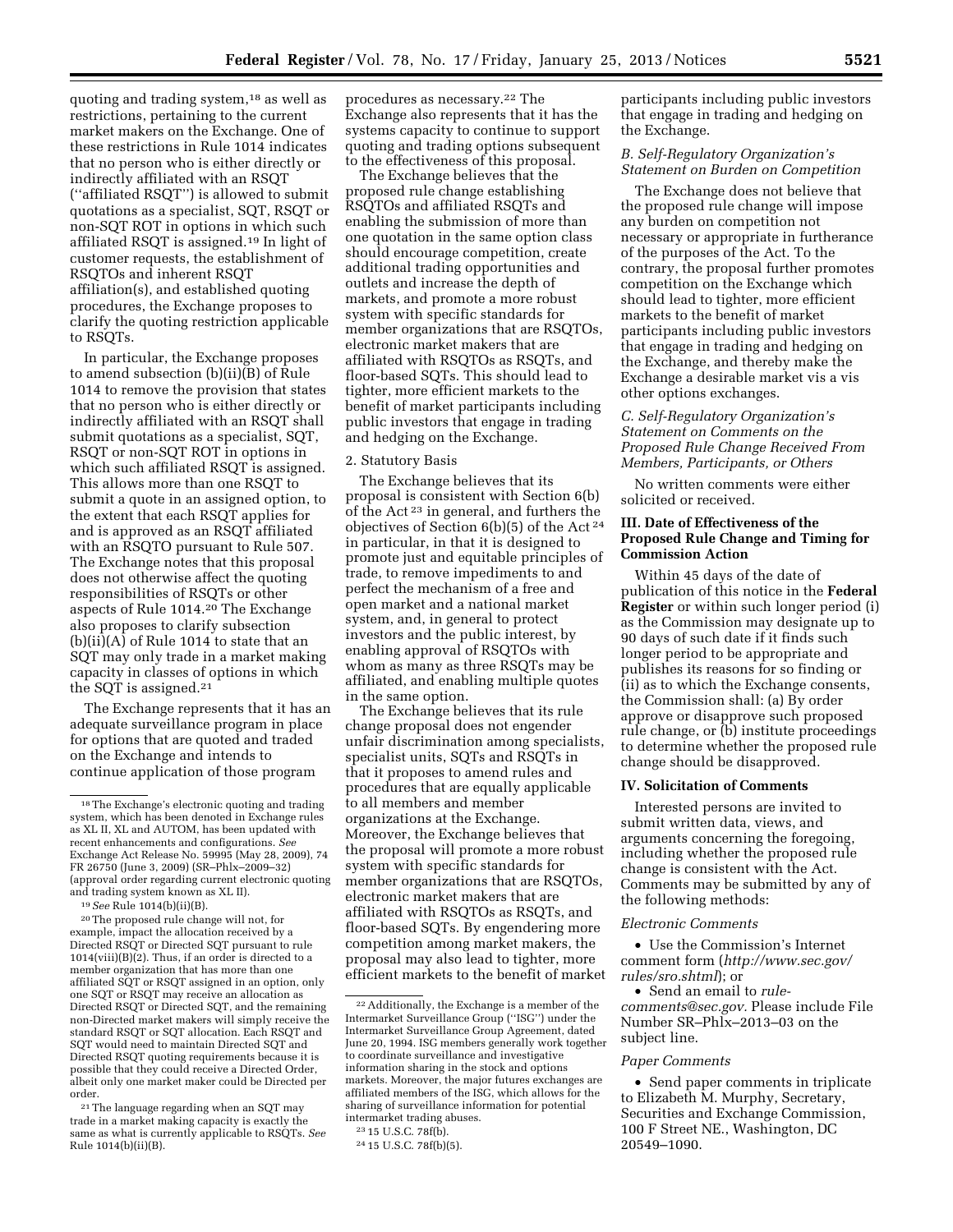quoting and trading system,[18] as well as restrictions, pertaining to the current market makers on the Exchange. One of these restrictions in Rule 1014 indicates that no person who is either directly or indirectly affiliated with an RSQT (''affiliated RSQT'') is allowed to submit quotations as a specialist, SQT, RSQT or non-SQT ROT in options in which such affiliated RSQT is assigned.[19] In light of customer requests, the establishment of RSQTOs and inherent RSQT affiliation(s), and established quoting procedures, the Exchange proposes to clarify the quoting restriction applicable to RSQTs.

In particular, the Exchange proposes to amend subsection (b)(ii)(B) of Rule 1014 to remove the provision that states that no person who is either directly or indirectly affiliated with an RSQT shall submit quotations as a specialist, SQT, RSQT or non-SQT ROT in options in which such affiliated RSQT is assigned. This allows more than one RSQT to submit a quote in an assigned option, to the extent that each RSQT applies for and is approved as an RSQT affiliated with an RSQTO pursuant to Rule 507. The Exchange notes that this proposal does not otherwise affect the quoting responsibilities of RSQTs or other aspects of Rule 1014.[20] The Exchange also proposes to clarify subsection (b)(ii)(A) of Rule 1014 to state that an SQT may only trade in a market making capacity in classes of options in which the SQT is assigned.[21]

The Exchange represents that it has an adequate surveillance program in place for options that are quoted and traded on the Exchange and intends to continue application of those program procedures as necessary.[22] The Exchange also represents that it has the systems capacity to continue to support quoting and trading options subsequent to the effectiveness of this proposal.

The Exchange believes that the proposed rule change establishing RSQTOs and affiliated RSQTs and enabling the submission of more than one quotation in the same option class should encourage competition, create additional trading opportunities and outlets and increase the depth of markets, and promote a more robust system with specific standards for member organizations that are RSQTOs, electronic market makers that are affiliated with RSQTOs as RSQTs, and floor-based SQTs. This should lead to tighter, more efficient markets to the benefit of market participants including public investors that engage in trading and hedging on the Exchange.

2. Statutory Basis

The Exchange believes that its proposal is consistent with Section 6(b) of the Act [23] in general, and furthers the objectives of Section 6(b)(5) of the Act [24] in particular, in that it is designed to promote just and equitable principles of trade, to remove impediments to and perfect the mechanism of a free and open market and a national market system, and, in general to protect investors and the public interest, by enabling approval of RSQTOs with whom as many as three RSQTs may be affiliated, and enabling multiple quotes in the same option.

The Exchange believes that its rule change proposal does not engender unfair discrimination among specialists, specialist units, SQTs and RSQTs in that it proposes to amend rules and procedures that are equally applicable to all members and member organizations at the Exchange. Moreover, the Exchange believes that the proposal will promote a more robust system with specific standards for member organizations that are RSQTOs, electronic market makers that are affiliated with RSQTOs as RSQTs, and floor-based SQTs. By engendering more competition among market makers, the proposal may also lead to tighter, more efficient markets to the benefit of market participants including public investors that engage in trading and hedging on the Exchange.

### *B. Self-Regulatory Organization's Statement on Burden on Competition*

The Exchange does not believe that the proposed rule change will impose any burden on competition not necessary or appropriate in furtherance of the purposes of the Act. To the contrary, the proposal further promotes competition on the Exchange which should lead to tighter, more efficient markets to the benefit of market participants including public investors that engage in trading and hedging on the Exchange, and thereby make the Exchange a desirable market vis a vis other options exchanges.

### *C. Self-Regulatory Organization's Statement on Comments on the Proposed Rule Change Received From Members, Participants, or Others*

No written comments were either solicited or received.

## III. Date of Effectiveness of the Proposed Rule Change and Timing for Commission Action

Within 45 days of the date of publication of this notice in the **Federal Register** or within such longer period (i) as the Commission may designate up to 90 days of such date if it finds such longer period to be appropriate and publishes its reasons for so finding or (ii) as to which the Exchange consents, the Commission shall: (a) By order approve or disapprove such proposed rule change, or (b) institute proceedings to determine whether the proposed rule change should be disapproved.

## IV. Solicitation of Comments

Interested persons are invited to submit written data, views, and arguments concerning the foregoing, including whether the proposed rule change is consistent with the Act. Comments may be submitted by any of the following methods:

*Electronic Comments*

- Use the Commission's Internet comment form (*http://www.sec.gov/rules/sro.shtml*); or
- Send an email to *rule-comments@sec.gov.* Please include File Number SR–Phlx–2013–03 on the subject line.

*Paper Comments*

- Send paper comments in triplicate to Elizabeth M. Murphy, Secretary, Securities and Exchange Commission, 100 F Street NE., Washington, DC 20549–1090.

---

[18] The Exchange's electronic quoting and trading system, which has been denoted in Exchange rules as XL II, XL and AUTOM, has been updated with recent enhancements and configurations. *See* Exchange Act Release No. 59995 (May 28, 2009), 74 FR 26750 (June 3, 2009) (SR–Phlx–2009–32) (approval order regarding current electronic quoting and trading system known as XL II).

[19] *See* Rule 1014(b)(ii)(B).

[20] The proposed rule change will not, for example, impact the allocation received by a Directed RSQT or Directed SQT pursuant to rule 1014(viii)(B)(2). Thus, if an order is directed to a member organization that has more than one affiliated SQT or RSQT assigned in an option, only one SQT or RSQT may receive an allocation as Directed RSQT or Directed SQT, and the remaining non-Directed market makers will simply receive the standard RSQT or SQT allocation. Each RSQT and SQT would need to maintain Directed SQT and Directed RSQT quoting requirements because it is possible that they could receive a Directed Order, albeit only one market maker could be Directed per order.

[21] The language regarding when an SQT may trade in a market making capacity is exactly the same as what is currently applicable to RSQTs. *See* Rule 1014(b)(ii)(B).

[22] Additionally, the Exchange is a member of the Intermarket Surveillance Group (''ISG'') under the Intermarket Surveillance Group Agreement, dated June 20, 1994. ISG members generally work together to coordinate surveillance and investigative information sharing in the stock and options markets. Moreover, the major futures exchanges are affiliated members of the ISG, which allows for the sharing of surveillance information for potential intermarket trading abuses.

[23] 15 U.S.C. 78f(b).

[24] 15 U.S.C. 78f(b)(5).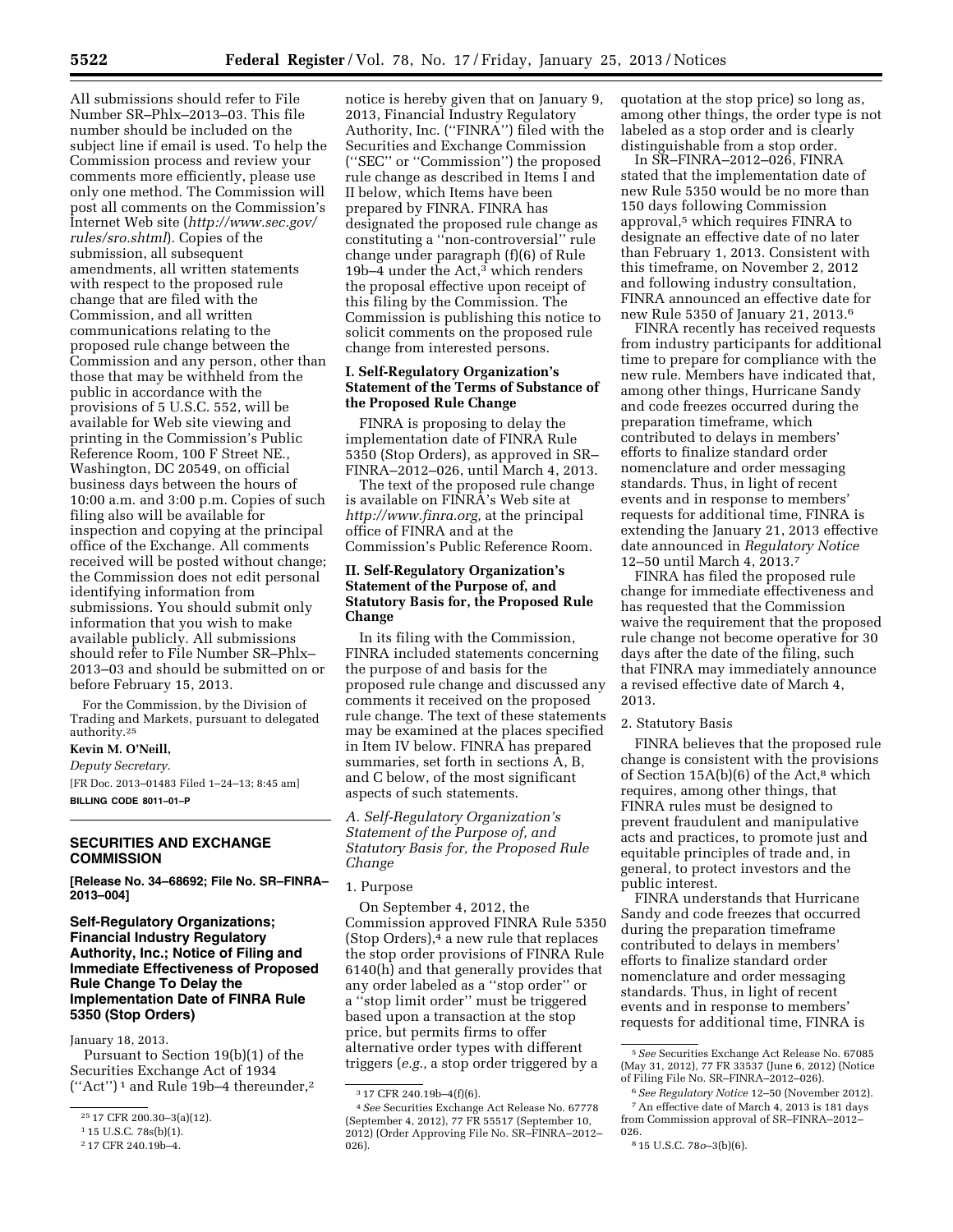All submissions should refer to File Number SR–Phlx–2013–03. This file number should be included on the subject line if email is used. To help the Commission process and review your comments more efficiently, please use only one method. The Commission will post all comments on the Commission's Internet Web site (*http://www.sec.gov/rules/sro.shtml*). Copies of the submission, all subsequent amendments, all written statements with respect to the proposed rule change that are filed with the Commission, and all written communications relating to the proposed rule change between the Commission and any person, other than those that may be withheld from the public in accordance with the provisions of 5 U.S.C. 552, will be available for Web site viewing and printing in the Commission's Public Reference Room, 100 F Street NE., Washington, DC 20549, on official business days between the hours of 10:00 a.m. and 3:00 p.m. Copies of such filing also will be available for inspection and copying at the principal office of the Exchange. All comments received will be posted without change; the Commission does not edit personal identifying information from submissions. You should submit only information that you wish to make available publicly. All submissions should refer to File Number SR–Phlx–2013–03 and should be submitted on or before February 15, 2013.

For the Commission, by the Division of Trading and Markets, pursuant to delegated authority.[25]

**Kevin M. O'Neill,**

*Deputy Secretary.*

[FR Doc. 2013–01483 Filed 1–24–13; 8:45 am]

**BILLING CODE 8011–01–P**

[25] 17 CFR 200.30–3(a)(12).

## SECURITIES AND EXCHANGE COMMISSION

**[Release No. 34–68692; File No. SR–FINRA–2013–004]**

## Self-Regulatory Organizations; Financial Industry Regulatory Authority, Inc.; Notice of Filing and Immediate Effectiveness of Proposed Rule Change To Delay the Implementation Date of FINRA Rule 5350 (Stop Orders)

January 18, 2013.

Pursuant to Section 19(b)(1) of the Securities Exchange Act of 1934 ("Act")[1] and Rule 19b–4 thereunder,[2] notice is hereby given that on January 9, 2013, Financial Industry Regulatory Authority, Inc. ("FINRA") filed with the Securities and Exchange Commission ("SEC" or "Commission") the proposed rule change as described in Items I and II below, which Items have been prepared by FINRA. FINRA has designated the proposed rule change as constituting a "non-controversial" rule change under paragraph (f)(6) of Rule 19b–4 under the Act,[3] which renders the proposal effective upon receipt of this filing by the Commission. The Commission is publishing this notice to solicit comments on the proposed rule change from interested persons.

### I. Self-Regulatory Organization's Statement of the Terms of Substance of the Proposed Rule Change

FINRA is proposing to delay the implementation date of FINRA Rule 5350 (Stop Orders), as approved in SR–FINRA–2012–026, until March 4, 2013.

The text of the proposed rule change is available on FINRA's Web site at *http://www.finra.org,* at the principal office of FINRA and at the Commission's Public Reference Room.

### II. Self-Regulatory Organization's Statement of the Purpose of, and Statutory Basis for, the Proposed Rule Change

In its filing with the Commission, FINRA included statements concerning the purpose of and basis for the proposed rule change and discussed any comments it received on the proposed rule change. The text of these statements may be examined at the places specified in Item IV below. FINRA has prepared summaries, set forth in sections A, B, and C below, of the most significant aspects of such statements.

*A. Self-Regulatory Organization's Statement of the Purpose of, and Statutory Basis for, the Proposed Rule Change*

1. Purpose

On September 4, 2012, the Commission approved FINRA Rule 5350 (Stop Orders),[4] a new rule that replaces the stop order provisions of FINRA Rule 6140(h) and that generally provides that any order labeled as a "stop order" or a "stop limit order" must be triggered based upon a transaction at the stop price, but permits firms to offer alternative order types with different triggers (*e.g.,* a stop order triggered by a quotation at the stop price) so long as, among other things, the order type is not labeled as a stop order and is clearly distinguishable from a stop order.

In SR–FINRA–2012–026, FINRA stated that the implementation date of new Rule 5350 would be no more than 150 days following Commission approval,[5] which requires FINRA to designate an effective date of no later than February 1, 2013. Consistent with this timeframe, on November 2, 2012 and following industry consultation, FINRA announced an effective date for new Rule 5350 of January 21, 2013.[6]

FINRA recently has received requests from industry participants for additional time to prepare for compliance with the new rule. Members have indicated that, among other things, Hurricane Sandy and code freezes occurred during the preparation timeframe, which contributed to delays in members' efforts to finalize standard order nomenclature and order messaging standards. Thus, in light of recent events and in response to members' requests for additional time, FINRA is extending the January 21, 2013 effective date announced in *Regulatory Notice* 12–50 until March 4, 2013.[7]

FINRA has filed the proposed rule change for immediate effectiveness and has requested that the Commission waive the requirement that the proposed rule change not become operative for 30 days after the date of the filing, such that FINRA may immediately announce a revised effective date of March 4, 2013.

2. Statutory Basis

FINRA believes that the proposed rule change is consistent with the provisions of Section 15A(b)(6) of the Act,[8] which requires, among other things, that FINRA rules must be designed to prevent fraudulent and manipulative acts and practices, to promote just and equitable principles of trade and, in general, to protect investors and the public interest.

FINRA understands that Hurricane Sandy and code freezes that occurred during the preparation timeframe contributed to delays in members' efforts to finalize standard order nomenclature and order messaging standards. Thus, in light of recent events and in response to members' requests for additional time, FINRA is

[1] 15 U.S.C. 78s(b)(1).

[2] 17 CFR 240.19b–4.

[3] 17 CFR 240.19b–4(f)(6).

[4] *See* Securities Exchange Act Release No. 67778 (September 4, 2012), 77 FR 55517 (September 10, 2012) (Order Approving File No. SR–FINRA–2012–026).

[5] *See* Securities Exchange Act Release No. 67085 (May 31, 2012), 77 FR 33537 (June 6, 2012) (Notice of Filing File No. SR–FINRA–2012–026).

[6] *See Regulatory Notice* 12–50 (November 2012).

[7] An effective date of March 4, 2013 is 181 days from Commission approval of SR–FINRA–2012–026.

[8] 15 U.S.C. 78*o*–3(b)(6).